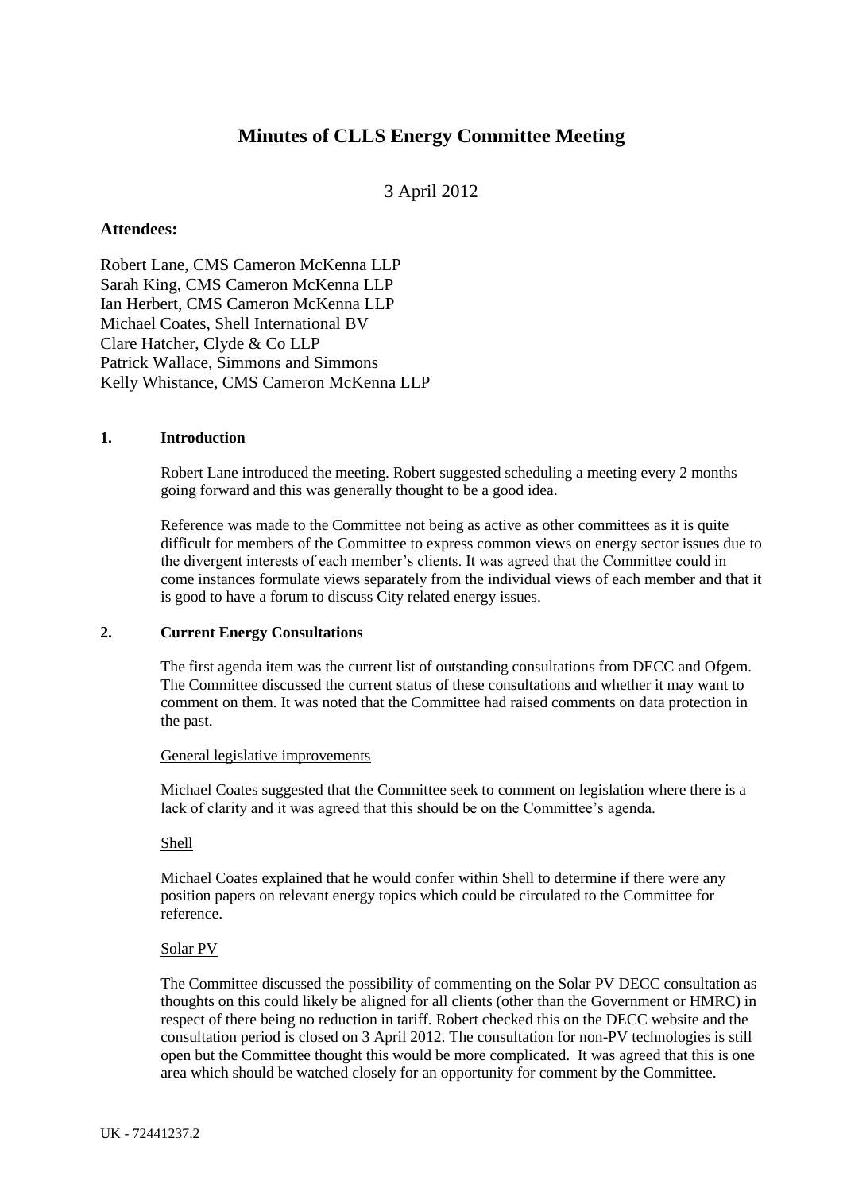# Minutes of CLLS Energy Committee Meeting

3 April 2012

**Attendees:**

Robert Lane, CMS Cameron McKenna LLP
Sarah King, CMS Cameron McKenna LLP
Ian Herbert, CMS Cameron McKenna LLP
Michael Coates, Shell International BV
Clare Hatcher, Clyde & Co LLP
Patrick Wallace, Simmons and Simmons
Kelly Whistance, CMS Cameron McKenna LLP

## 1. Introduction

Robert Lane introduced the meeting. Robert suggested scheduling a meeting every 2 months going forward and this was generally thought to be a good idea.

Reference was made to the Committee not being as active as other committees as it is quite difficult for members of the Committee to express common views on energy sector issues due to the divergent interests of each member's clients. It was agreed that the Committee could in come instances formulate views separately from the individual views of each member and that it is good to have a forum to discuss City related energy issues.

## 2. Current Energy Consultations

The first agenda item was the current list of outstanding consultations from DECC and Ofgem. The Committee discussed the current status of these consultations and whether it may want to comment on them. It was noted that the Committee had raised comments on data protection in the past.

General legislative improvements

Michael Coates suggested that the Committee seek to comment on legislation where there is a lack of clarity and it was agreed that this should be on the Committee's agenda.

Shell

Michael Coates explained that he would confer within Shell to determine if there were any position papers on relevant energy topics which could be circulated to the Committee for reference.

Solar PV

The Committee discussed the possibility of commenting on the Solar PV DECC consultation as thoughts on this could likely be aligned for all clients (other than the Government or HMRC) in respect of there being no reduction in tariff. Robert checked this on the DECC website and the consultation period is closed on 3 April 2012. The consultation for non-PV technologies is still open but the Committee thought this would be more complicated. It was agreed that this is one area which should be watched closely for an opportunity for comment by the Committee.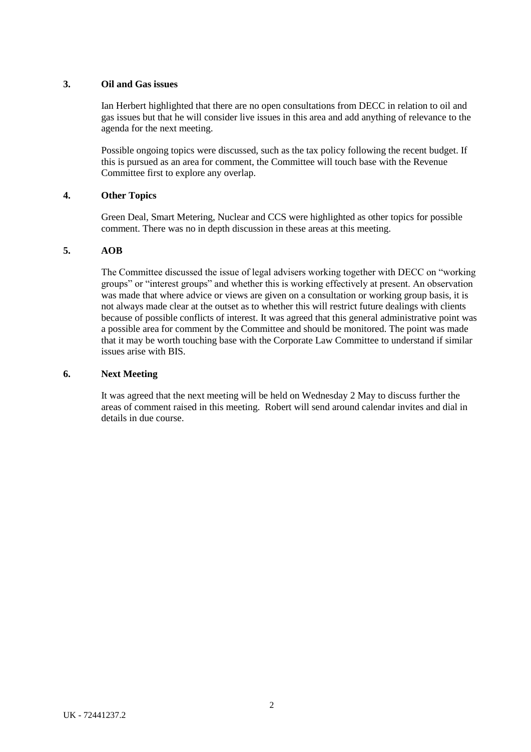## 3. Oil and Gas issues

Ian Herbert highlighted that there are no open consultations from DECC in relation to oil and gas issues but that he will consider live issues in this area and add anything of relevance to the agenda for the next meeting.

Possible ongoing topics were discussed, such as the tax policy following the recent budget. If this is pursued as an area for comment, the Committee will touch base with the Revenue Committee first to explore any overlap.

## 4. Other Topics

Green Deal, Smart Metering, Nuclear and CCS were highlighted as other topics for possible comment. There was no in depth discussion in these areas at this meeting.

## 5. AOB

The Committee discussed the issue of legal advisers working together with DECC on "working groups" or "interest groups" and whether this is working effectively at present. An observation was made that where advice or views are given on a consultation or working group basis, it is not always made clear at the outset as to whether this will restrict future dealings with clients because of possible conflicts of interest. It was agreed that this general administrative point was a possible area for comment by the Committee and should be monitored. The point was made that it may be worth touching base with the Corporate Law Committee to understand if similar issues arise with BIS.

## 6. Next Meeting

It was agreed that the next meeting will be held on Wednesday 2 May to discuss further the areas of comment raised in this meeting. Robert will send around calendar invites and dial in details in due course.

UK - 72441237.2